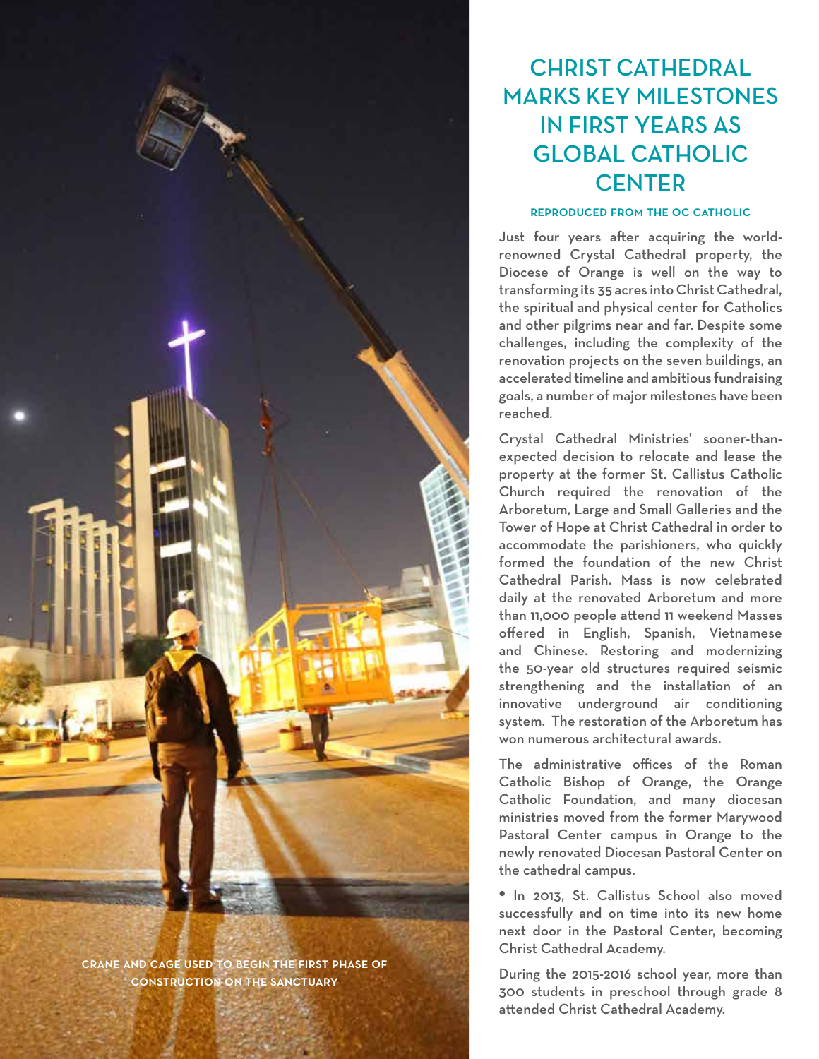# CHRIST CATHEDRAL MARKS KEY MILESTONES IN FIRST YEARS AS GLOBAL CATHOLIC CENTER

**REPRODUCED FROM THE OC CATHOLIC**

Just four years after acquiring the world-renowned Crystal Cathedral property, the Diocese of Orange is well on the way to transforming its 35 acres into Christ Cathedral, the spiritual and physical center for Catholics and other pilgrims near and far. Despite some challenges, including the complexity of the renovation projects on the seven buildings, an accelerated timeline and ambitious fundraising goals, a number of major milestones have been reached.

Crystal Cathedral Ministries' sooner-than-expected decision to relocate and lease the property at the former St. Callistus Catholic Church required the renovation of the Arboretum, Large and Small Galleries and the Tower of Hope at Christ Cathedral in order to accommodate the parishioners, who quickly formed the foundation of the new Christ Cathedral Parish. Mass is now celebrated daily at the renovated Arboretum and more than 11,000 people attend 11 weekend Masses offered in English, Spanish, Vietnamese and Chinese. Restoring and modernizing the 50-year old structures required seismic strengthening and the installation of an innovative underground air conditioning system. The restoration of the Arboretum has won numerous architectural awards.

The administrative offices of the Roman Catholic Bishop of Orange, the Orange Catholic Foundation, and many diocesan ministries moved from the former Marywood Pastoral Center campus in Orange to the newly renovated Diocesan Pastoral Center on the cathedral campus.

- In 2013, St. Callistus School also moved successfully and on time into its new home next door in the Pastoral Center, becoming Christ Cathedral Academy.

During the 2015-2016 school year, more than 300 students in preschool through grade 8 attended Christ Cathedral Academy.

CRANE AND CAGE USED TO BEGIN THE FIRST PHASE OF CONSTRUCTION ON THE SANCTUARY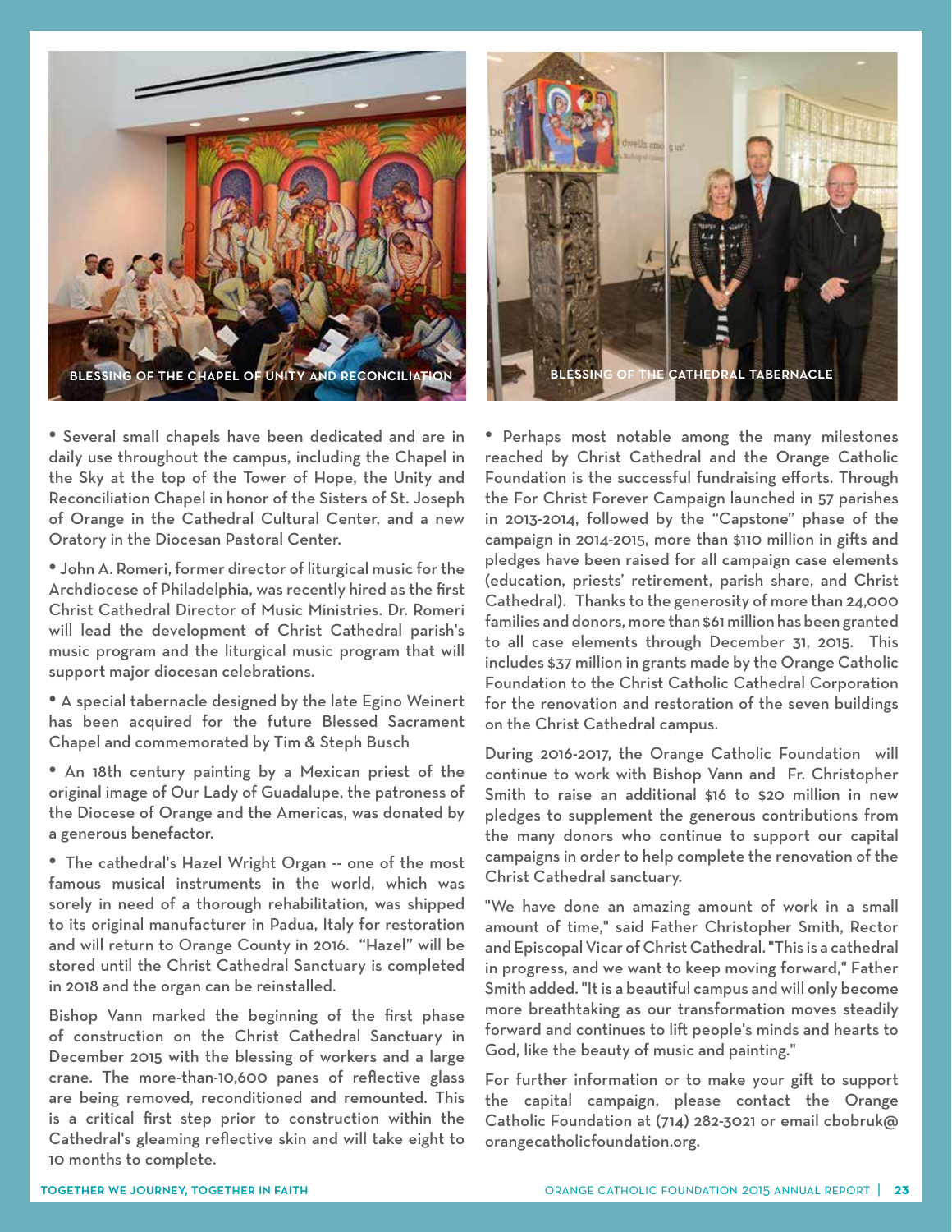BLESSING OF THE CHAPEL OF UNITY AND RECONCILIATION

BLESSING OF THE CATHEDRAL TABERNACLE

- Several small chapels have been dedicated and are in daily use throughout the campus, including the Chapel in the Sky at the top of the Tower of Hope, the Unity and Reconciliation Chapel in honor of the Sisters of St. Joseph of Orange in the Cathedral Cultural Center, and a new Oratory in the Diocesan Pastoral Center.

- John A. Romeri, former director of liturgical music for the Archdiocese of Philadelphia, was recently hired as the first Christ Cathedral Director of Music Ministries. Dr. Romeri will lead the development of Christ Cathedral parish's music program and the liturgical music program that will support major diocesan celebrations.

- A special tabernacle designed by the late Egino Weinert has been acquired for the future Blessed Sacrament Chapel and commemorated by Tim & Steph Busch

- An 18th century painting by a Mexican priest of the original image of Our Lady of Guadalupe, the patroness of the Diocese of Orange and the Americas, was donated by a generous benefactor.

- The cathedral's Hazel Wright Organ -- one of the most famous musical instruments in the world, which was sorely in need of a thorough rehabilitation, was shipped to its original manufacturer in Padua, Italy for restoration and will return to Orange County in 2016. "Hazel" will be stored until the Christ Cathedral Sanctuary is completed in 2018 and the organ can be reinstalled.

Bishop Vann marked the beginning of the first phase of construction on the Christ Cathedral Sanctuary in December 2015 with the blessing of workers and a large crane. The more-than-10,600 panes of reflective glass are being removed, reconditioned and remounted. This is a critical first step prior to construction within the Cathedral's gleaming reflective skin and will take eight to 10 months to complete.

- Perhaps most notable among the many milestones reached by Christ Cathedral and the Orange Catholic Foundation is the successful fundraising efforts. Through the For Christ Forever Campaign launched in 57 parishes in 2013-2014, followed by the "Capstone" phase of the campaign in 2014-2015, more than $110 million in gifts and pledges have been raised for all campaign case elements (education, priests' retirement, parish share, and Christ Cathedral). Thanks to the generosity of more than 24,000 families and donors, more than $61 million has been granted to all case elements through December 31, 2015. This includes $37 million in grants made by the Orange Catholic Foundation to the Christ Catholic Cathedral Corporation for the renovation and restoration of the seven buildings on the Christ Cathedral campus.

During 2016-2017, the Orange Catholic Foundation will continue to work with Bishop Vann and Fr. Christopher Smith to raise an additional $16 to $20 million in new pledges to supplement the generous contributions from the many donors who continue to support our capital campaigns in order to help complete the renovation of the Christ Cathedral sanctuary.

"We have done an amazing amount of work in a small amount of time," said Father Christopher Smith, Rector and Episcopal Vicar of Christ Cathedral. "This is a cathedral in progress, and we want to keep moving forward," Father Smith added. "It is a beautiful campus and will only become more breathtaking as our transformation moves steadily forward and continues to lift people's minds and hearts to God, like the beauty of music and painting."

For further information or to make your gift to support the capital campaign, please contact the Orange Catholic Foundation at (714) 282-3021 or email cbobruk@orangecatholicfoundation.org.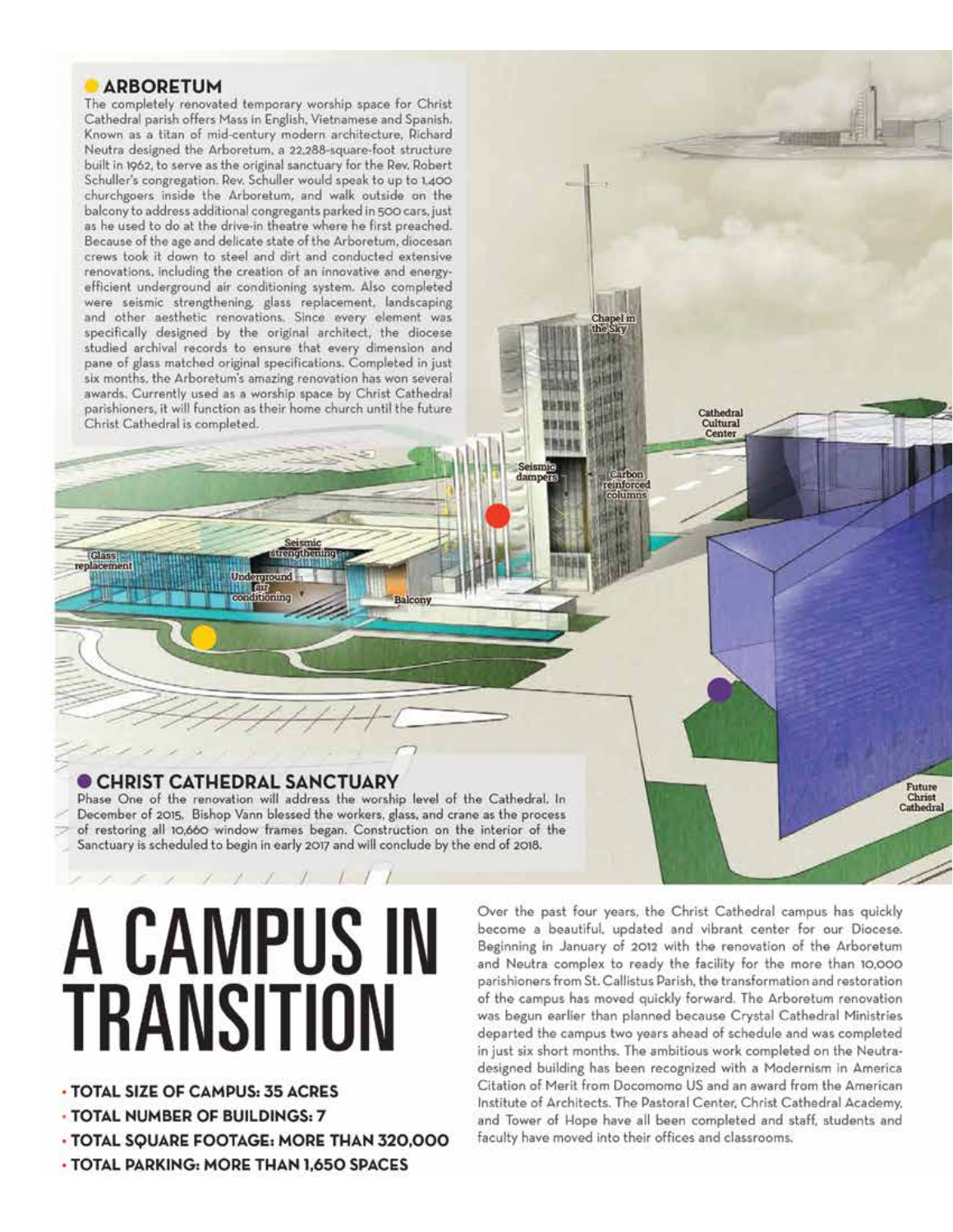## ARBORETUM

The completely renovated temporary worship space for Christ Cathedral parish offers Mass in English, Vietnamese and Spanish. Known as a titan of mid-century modern architecture, Richard Neutra designed the Arboretum, a 22,288-square-foot structure built in 1962, to serve as the original sanctuary for the Rev. Robert Schuller's congregation. Rev. Schuller would speak to up to 1,400 churchgoers inside the Arboretum, and walk outside on the balcony to address additional congregants parked in 500 cars, just as he used to do at the drive-in theatre where he first preached. Because of the age and delicate state of the Arboretum, diocesan crews took it down to steel and dirt and conducted extensive renovations, including the creation of an innovative and energy-efficient underground air conditioning system. Also completed were seismic strengthening, glass replacement, landscaping and other aesthetic renovations. Since every element was specifically designed by the original architect, the diocese studied archival records to ensure that every dimension and pane of glass matched original specifications. Completed in just six months, the Arboretum's amazing renovation has won several awards. Currently used as a worship space by Christ Cathedral parishioners, it will function as their home church until the future Christ Cathedral is completed.

Chapel in the Sky

Cathedral Cultural Center

Seismic dampers

Carbon reinforced columns

Glass replacement

Seismic strengthening

Underground air conditioning

Balcony

Future Christ Cathedral

## CHRIST CATHEDRAL SANCTUARY

Phase One of the renovation will address the worship level of the Cathedral. In December of 2015, Bishop Vann blessed the workers, glass, and crane as the process of restoring all 10,660 window frames began. Construction on the interior of the Sanctuary is scheduled to begin in early 2017 and will conclude by the end of 2018.

# A CAMPUS IN TRANSITION

- **TOTAL SIZE OF CAMPUS: 35 ACRES**
- **TOTAL NUMBER OF BUILDINGS: 7**
- **TOTAL SQUARE FOOTAGE: MORE THAN 320,000**
- **TOTAL PARKING: MORE THAN 1,650 SPACES**

Over the past four years, the Christ Cathedral campus has quickly become a beautiful, updated and vibrant center for our Diocese. Beginning in January of 2012 with the renovation of the Arboretum and Neutra complex to ready the facility for the more than 10,000 parishioners from St. Callistus Parish, the transformation and restoration of the campus has moved quickly forward. The Arboretum renovation was begun earlier than planned because Crystal Cathedral Ministries departed the campus two years ahead of schedule and was completed in just six short months. The ambitious work completed on the Neutra-designed building has been recognized with a Modernism in America Citation of Merit from Docomomo US and an award from the American Institute of Architects. The Pastoral Center, Christ Cathedral Academy, and Tower of Hope have all been completed and staff, students and faculty have moved into their offices and classrooms.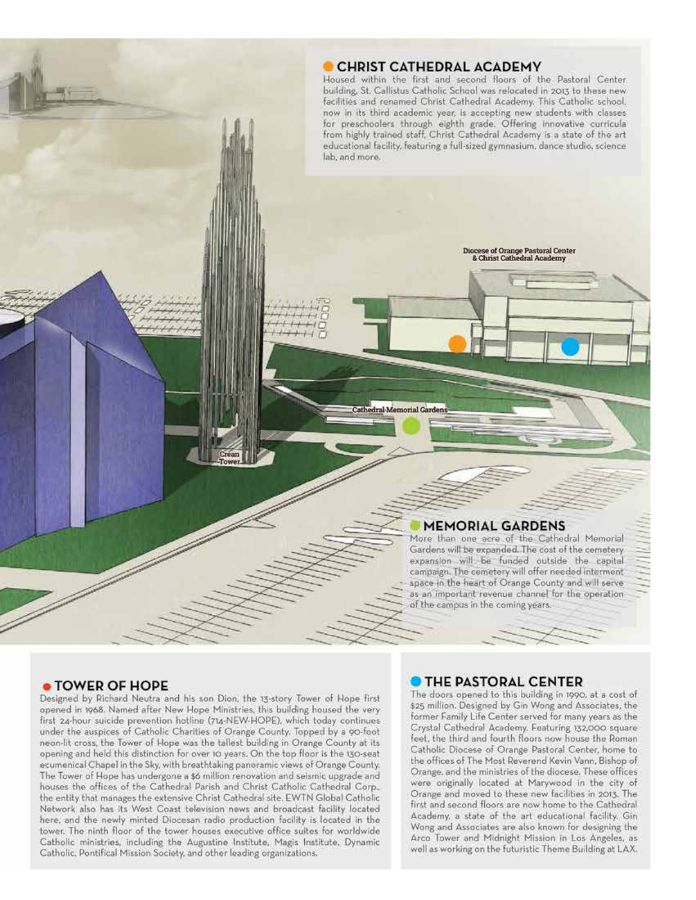## CHRIST CATHEDRAL ACADEMY

Housed within the first and second floors of the Pastoral Center building, St. Callistus Catholic School was relocated in 2013 to these new facilities and renamed Christ Cathedral Academy. This Catholic school, now in its third academic year, is accepting new students with classes for preschoolers through eighth grade. Offering innovative curricula from highly trained staff, Christ Cathedral Academy is a state of the art educational facility, featuring a full-sized gymnasium, dance studio, science lab, and more.

Diocese of Orange Pastoral Center & Christ Cathedral Academy

Cathedral Memorial Gardens

Crean Tower

## MEMORIAL GARDENS

More than one acre of the Cathedral Memorial Gardens will be expanded. The cost of the cemetery expansion will be funded outside the capital campaign. The cemetery will offer needed interment space in the heart of Orange County and will serve as an important revenue channel for the operation of the campus in the coming years.

## TOWER OF HOPE

Designed by Richard Neutra and his son Dion, the 13-story Tower of Hope first opened in 1968. Named after New Hope Ministries, this building housed the very first 24-hour suicide prevention hotline (714-NEW-HOPE), which today continues under the auspices of Catholic Charities of Orange County. Topped by a 90-foot neon-lit cross, the Tower of Hope was the tallest building in Orange County at its opening and held this distinction for over 10 years. On the top floor is the 130-seat ecumenical Chapel in the Sky, with breathtaking panoramic views of Orange County. The Tower of Hope has undergone a $6 million renovation and seismic upgrade and houses the offices of the Cathedral Parish and Christ Catholic Cathedral Corp., the entity that manages the extensive Christ Cathedral site. EWTN Global Catholic Network also has its West Coast television news and broadcast facility located here, and the newly minted Diocesan radio production facility is located in the tower. The ninth floor of the tower houses executive office suites for worldwide Catholic ministries, including the Augustine Institute, Magis Institute, Dynamic Catholic, Pontifical Mission Society, and other leading organizations.

## THE PASTORAL CENTER

The doors opened to this building in 1990, at a cost of $25 million. Designed by Gin Wong and Associates, the former Family Life Center served for many years as the Crystal Cathedral Academy. Featuring 132,000 square feet, the third and fourth floors now house the Roman Catholic Diocese of Orange Pastoral Center, home to the offices of The Most Reverend Kevin Vann, Bishop of Orange, and the ministries of the diocese. These offices were originally located at Marywood in the city of Orange and moved to these new facilities in 2013. The first and second floors are now home to the Cathedral Academy, a state of the art educational facility. Gin Wong and Associates are also known for designing the Arco Tower and Midnight Mission in Los Angeles, as well as working on the futuristic Theme Building at LAX.